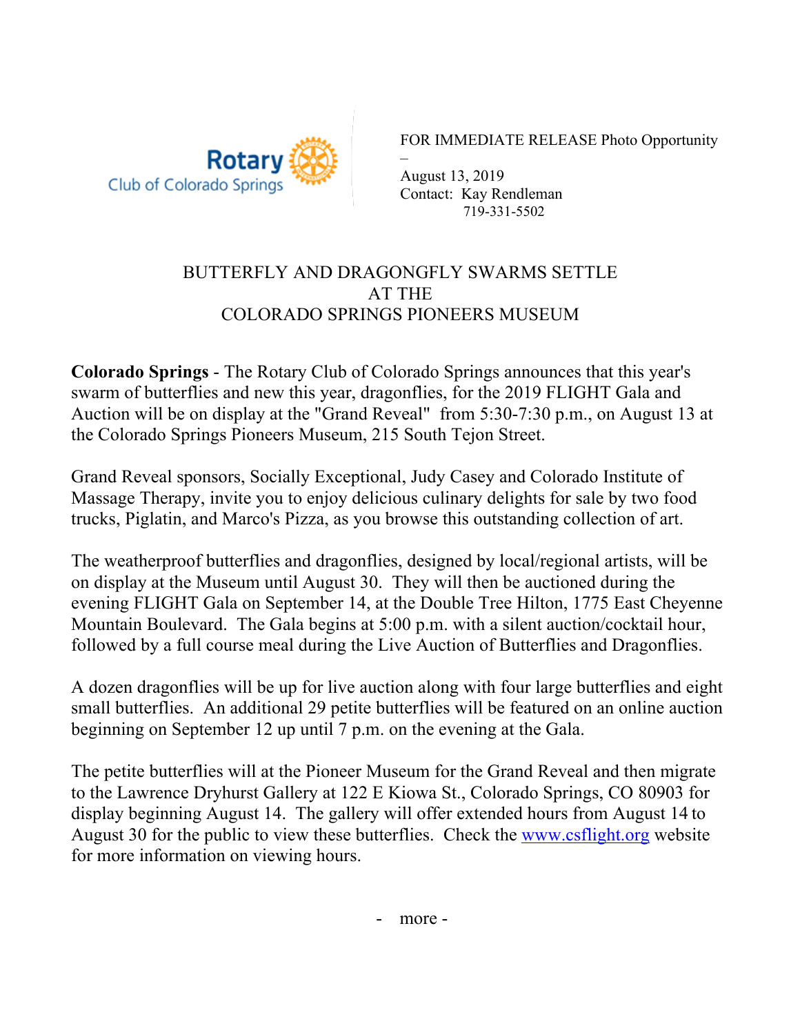Rotary Club of Colorado Springs

FOR IMMEDIATE RELEASE Photo Opportunity
–
August 13, 2019
Contact: Kay Rendleman
719-331-5502

# BUTTERFLY AND DRAGONGFLY SWARMS SETTLE AT THE COLORADO SPRINGS PIONEERS MUSEUM

**Colorado Springs** - The Rotary Club of Colorado Springs announces that this year's swarm of butterflies and new this year, dragonflies, for the 2019 FLIGHT Gala and Auction will be on display at the "Grand Reveal" from 5:30-7:30 p.m., on August 13 at the Colorado Springs Pioneers Museum, 215 South Tejon Street.

Grand Reveal sponsors, Socially Exceptional, Judy Casey and Colorado Institute of Massage Therapy, invite you to enjoy delicious culinary delights for sale by two food trucks, Piglatin, and Marco's Pizza, as you browse this outstanding collection of art.

The weatherproof butterflies and dragonflies, designed by local/regional artists, will be on display at the Museum until August 30. They will then be auctioned during the evening FLIGHT Gala on September 14, at the Double Tree Hilton, 1775 East Cheyenne Mountain Boulevard. The Gala begins at 5:00 p.m. with a silent auction/cocktail hour, followed by a full course meal during the Live Auction of Butterflies and Dragonflies.

A dozen dragonflies will be up for live auction along with four large butterflies and eight small butterflies. An additional 29 petite butterflies will be featured on an online auction beginning on September 12 up until 7 p.m. on the evening at the Gala.

The petite butterflies will at the Pioneer Museum for the Grand Reveal and then migrate to the Lawrence Dryhurst Gallery at 122 E Kiowa St., Colorado Springs, CO 80903 for display beginning August 14. The gallery will offer extended hours from August 14 to August 30 for the public to view these butterflies. Check the www.csflight.org website for more information on viewing hours.

- more -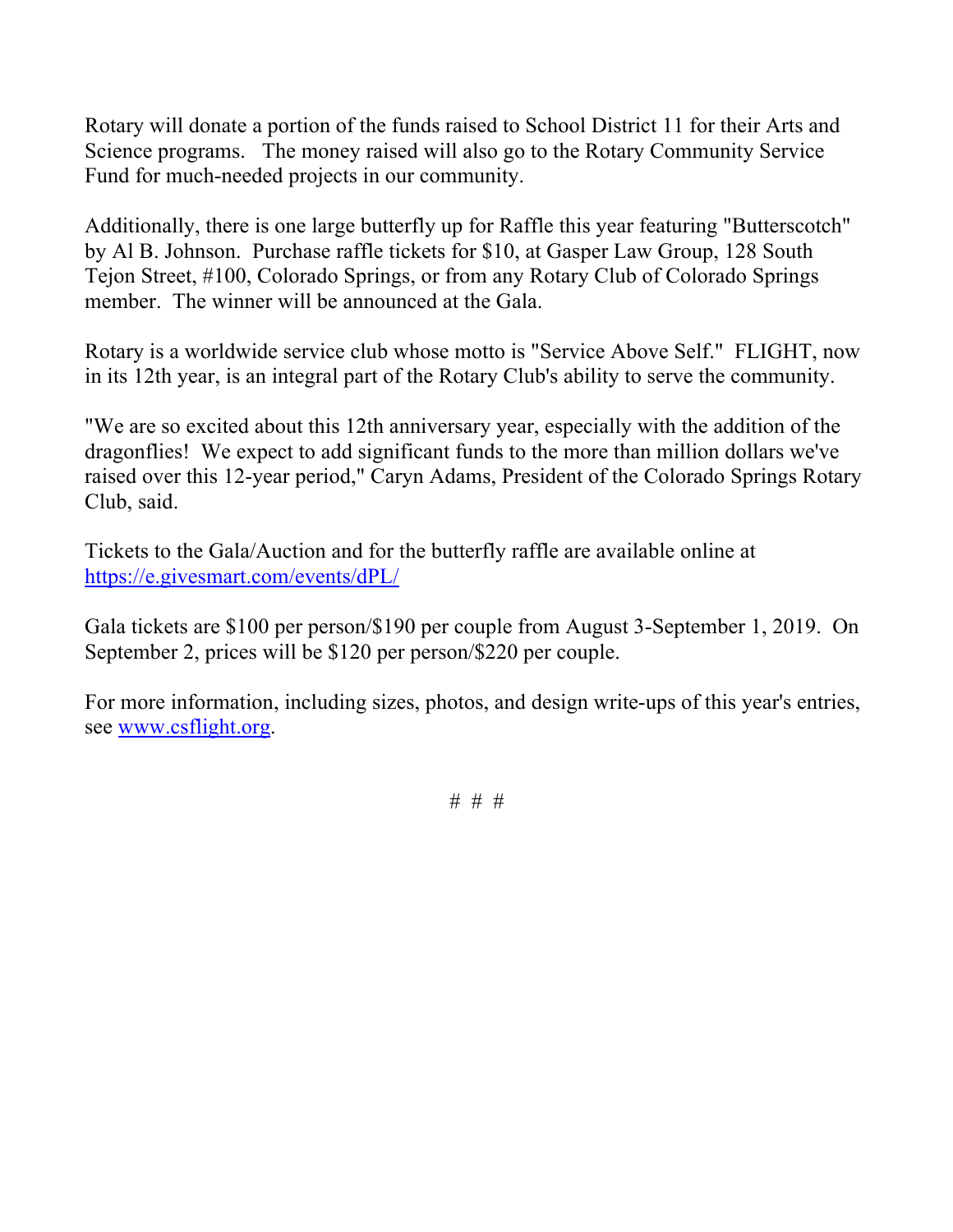Rotary will donate a portion of the funds raised to School District 11 for their Arts and Science programs. The money raised will also go to the Rotary Community Service Fund for much-needed projects in our community.

Additionally, there is one large butterfly up for Raffle this year featuring "Butterscotch" by Al B. Johnson. Purchase raffle tickets for $10, at Gasper Law Group, 128 South Tejon Street, #100, Colorado Springs, or from any Rotary Club of Colorado Springs member. The winner will be announced at the Gala.

Rotary is a worldwide service club whose motto is "Service Above Self." FLIGHT, now in its 12th year, is an integral part of the Rotary Club's ability to serve the community.

"We are so excited about this 12th anniversary year, especially with the addition of the dragonflies! We expect to add significant funds to the more than million dollars we've raised over this 12-year period," Caryn Adams, President of the Colorado Springs Rotary Club, said.

Tickets to the Gala/Auction and for the butterfly raffle are available online at [https://e.givesmart.com/events/dPL/](https://e.givesmart.com/events/dPL/)

Gala tickets are $100 per person/$190 per couple from August 3-September 1, 2019. On September 2, prices will be $120 per person/$220 per couple.

For more information, including sizes, photos, and design write-ups of this year's entries, see [www.csflight.org](www.csflight.org).

# # #